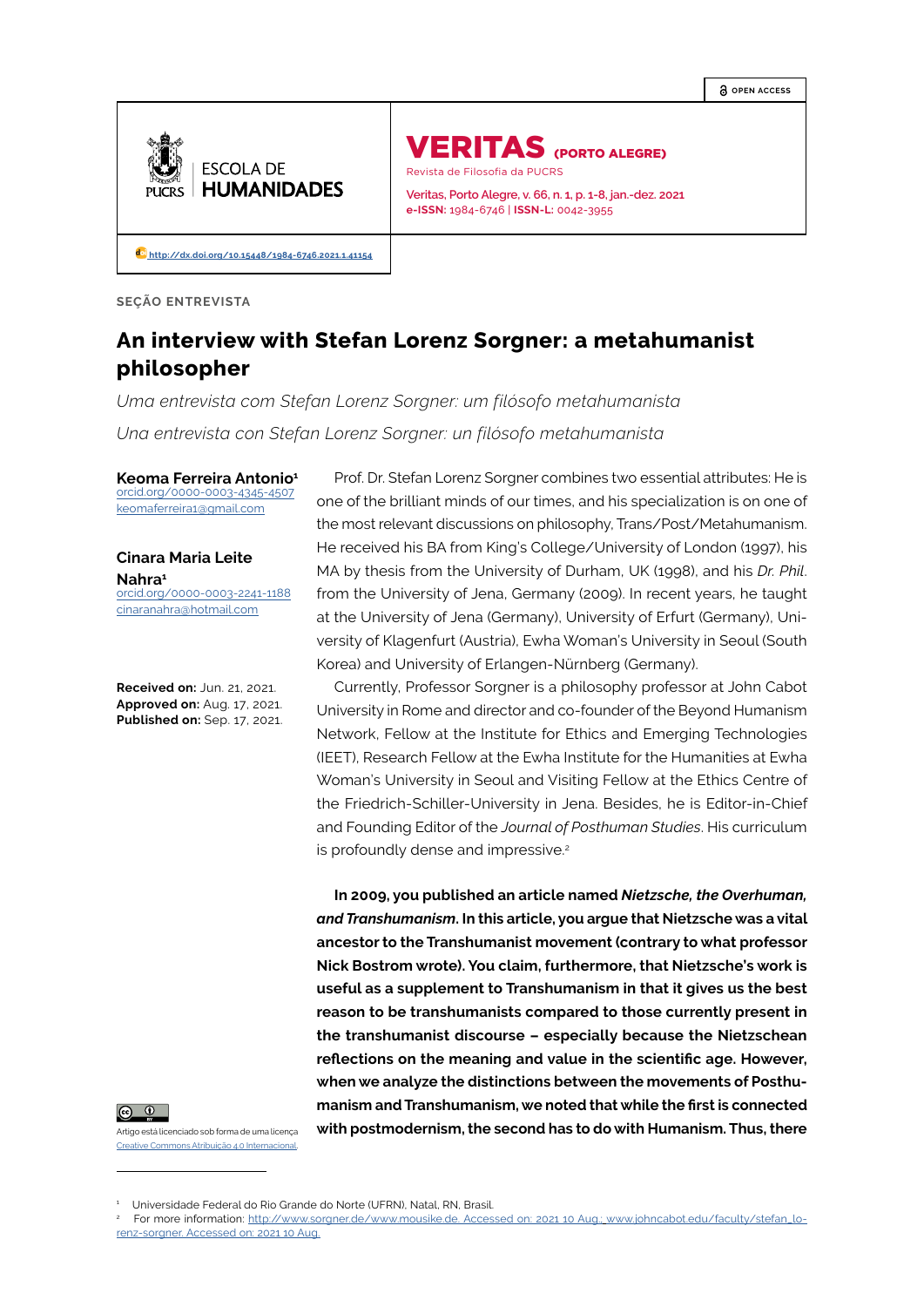OPEN ACCESS

ESCOLA DE **HUMANIDADES**

PUCRS

# VERITAS (PORTO ALEGRE)

Revista de Filosofia da PUCRS

Veritas, Porto Alegre, v. 66, n. 1, p. 1-8, jan.-dez. 2021
**e-ISSN:** 1984-6746 | **ISSN-L:** 0042-3955

http://dx.doi.org/10.15448/1984-6746.2021.1.41154

SEÇÃO ENTREVISTA

## An interview with Stefan Lorenz Sorgner: a metahumanist philosopher

*Uma entrevista com Stefan Lorenz Sorgner: um filósofo metahumanista*

*Una entrevista con Stefan Lorenz Sorgner: un filósofo metahumanista*

**Keoma Ferreira Antonio**[1]
orcid.org/0000-0003-4345-4507
keomaferreira1@gmail.com

**Cinara Maria Leite Nahra**[1]
orcid.org/0000-0003-2241-1188
cinaranahra@hotmail.com

**Received on:** Jun. 21, 2021.
**Approved on:** Aug. 17, 2021.
**Published on:** Sep. 17, 2021.

Artigo está licenciado sob forma de uma licença Creative Commons Atribuição 4.0 Internacional.

Prof. Dr. Stefan Lorenz Sorgner combines two essential attributes: He is one of the brilliant minds of our times, and his specialization is on one of the most relevant discussions on philosophy, Trans/Post/Metahumanism. He received his BA from King's College/University of London (1997), his MA by thesis from the University of Durham, UK (1998), and his *Dr. Phil.* from the University of Jena, Germany (2009). In recent years, he taught at the University of Jena (Germany), University of Erfurt (Germany), University of Klagenfurt (Austria), Ewha Woman's University in Seoul (South Korea) and University of Erlangen-Nürnberg (Germany).

Currently, Professor Sorgner is a philosophy professor at John Cabot University in Rome and director and co-founder of the Beyond Humanism Network, Fellow at the Institute for Ethics and Emerging Technologies (IEET), Research Fellow at the Ewha Institute for the Humanities at Ewha Woman's University in Seoul and Visiting Fellow at the Ethics Centre of the Friedrich-Schiller-University in Jena. Besides, he is Editor-in-Chief and Founding Editor of the *Journal of Posthuman Studies*. His curriculum is profoundly dense and impressive.[2]

**In 2009, you published an article named *Nietzsche, the Overhuman, and Transhumanism*. In this article, you argue that Nietzsche was a vital ancestor to the Transhumanist movement (contrary to what professor Nick Bostrom wrote). You claim, furthermore, that Nietzsche's work is useful as a supplement to Transhumanism in that it gives us the best reason to be transhumanists compared to those currently present in the transhumanist discourse – especially because the Nietzschean reflections on the meaning and value in the scientific age. However, when we analyze the distinctions between the movements of Posthumanism and Transhumanism, we noted that while the first is connected with postmodernism, the second has to do with Humanism. Thus, there**

---

[1] Universidade Federal do Rio Grande do Norte (UFRN), Natal, RN, Brasil.

[2] For more information: http://www.sorgner.de/www.mousike.de. Accessed on: 2021 10 Aug.; www.johncabot.edu/faculty/stefan_lorenz-sorgner. Accessed on: 2021 10 Aug.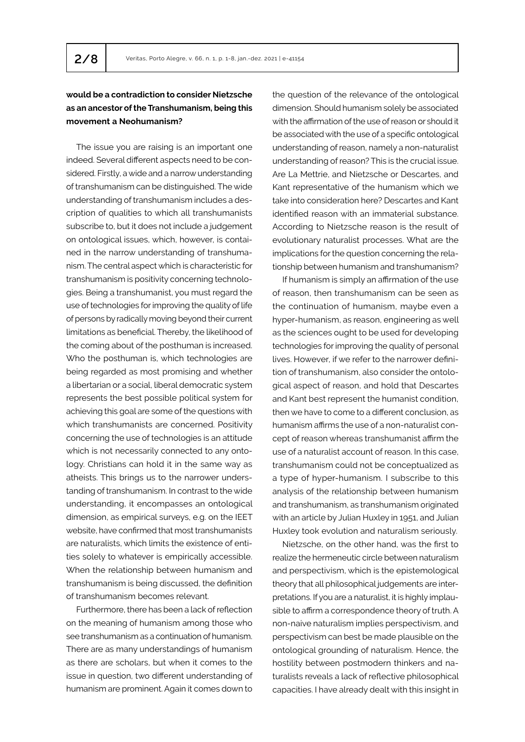**would be a contradiction to consider Nietzsche as an ancestor of the Transhumanism, being this movement a Neohumanism?**

The issue you are raising is an important one indeed. Several different aspects need to be considered. Firstly, a wide and a narrow understanding of transhumanism can be distinguished. The wide understanding of transhumanism includes a description of qualities to which all transhumanists subscribe to, but it does not include a judgement on ontological issues, which, however, is contained in the narrow understanding of transhumanism. The central aspect which is characteristic for transhumanism is positivity concerning technologies. Being a transhumanist, you must regard the use of technologies for improving the quality of life of persons by radically moving beyond their current limitations as beneficial. Thereby, the likelihood of the coming about of the posthuman is increased. Who the posthuman is, which technologies are being regarded as most promising and whether a libertarian or a social, liberal democratic system represents the best possible political system for achieving this goal are some of the questions with which transhumanists are concerned. Positivity concerning the use of technologies is an attitude which is not necessarily connected to any ontology. Christians can hold it in the same way as atheists. This brings us to the narrower understanding of transhumanism. In contrast to the wide understanding, it encompasses an ontological dimension, as empirical surveys, e.g. on the IEET website, have confirmed that most transhumanists are naturalists, which limits the existence of entities solely to whatever is empirically accessible. When the relationship between humanism and transhumanism is being discussed, the definition of transhumanism becomes relevant.

Furthermore, there has been a lack of reflection on the meaning of humanism among those who see transhumanism as a continuation of humanism. There are as many understandings of humanism as there are scholars, but when it comes to the issue in question, two different understanding of humanism are prominent. Again it comes down to the question of the relevance of the ontological dimension. Should humanism solely be associated with the affirmation of the use of reason or should it be associated with the use of a specific ontological understanding of reason, namely a non-naturalist understanding of reason? This is the crucial issue. Are La Mettrie, and Nietzsche or Descartes, and Kant representative of the humanism which we take into consideration here? Descartes and Kant identified reason with an immaterial substance. According to Nietzsche reason is the result of evolutionary naturalist processes. What are the implications for the question concerning the relationship between humanism and transhumanism?

If humanism is simply an affirmation of the use of reason, then transhumanism can be seen as the continuation of humanism, maybe even a hyper-humanism, as reason, engineering as well as the sciences ought to be used for developing technologies for improving the quality of personal lives. However, if we refer to the narrower definition of transhumanism, also consider the ontological aspect of reason, and hold that Descartes and Kant best represent the humanist condition, then we have to come to a different conclusion, as humanism affirms the use of a non-naturalist concept of reason whereas transhumanist affirm the use of a naturalist account of reason. In this case, transhumanism could not be conceptualized as a type of hyper-humanism. I subscribe to this analysis of the relationship between humanism and transhumanism, as transhumanism originated with an article by Julian Huxley in 1951, and Julian Huxley took evolution and naturalism seriously.

Nietzsche, on the other hand, was the first to realize the hermeneutic circle between naturalism and perspectivism, which is the epistemological theory that all philosophical judgements are interpretations. If you are a naturalist, it is highly implausible to affirm a correspondence theory of truth. A non-naive naturalism implies perspectivism, and perspectivism can best be made plausible on the ontological grounding of naturalism. Hence, the hostility between postmodern thinkers and naturalists reveals a lack of reflective philosophical capacities. I have already dealt with this insight in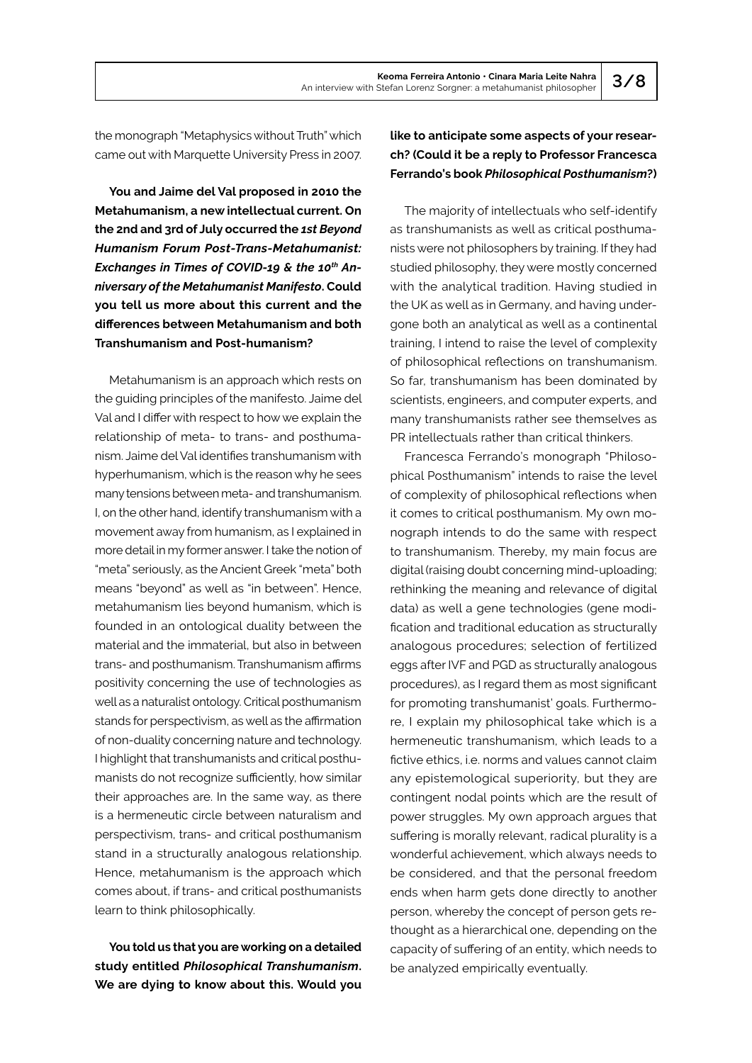the monograph "Metaphysics without Truth" which came out with Marquette University Press in 2007.

**You and Jaime del Val proposed in 2010 the Metahumanism, a new intellectual current. On the 2nd and 3rd of July occurred the *1st Beyond Humanism Forum Post-Trans-Metahumanist: Exchanges in Times of COVID-19 & the 10th Anniversary of the Metahumanist Manifesto*. Could you tell us more about this current and the differences between Metahumanism and both Transhumanism and Post-humanism?**

Metahumanism is an approach which rests on the guiding principles of the manifesto. Jaime del Val and I differ with respect to how we explain the relationship of meta- to trans- and posthumanism. Jaime del Val identifies transhumanism with hyperhumanism, which is the reason why he sees many tensions between meta- and transhumanism. I, on the other hand, identify transhumanism with a movement away from humanism, as I explained in more detail in my former answer. I take the notion of "meta" seriously, as the Ancient Greek "meta" both means "beyond" as well as "in between". Hence, metahumanism lies beyond humanism, which is founded in an ontological duality between the material and the immaterial, but also in between trans- and posthumanism. Transhumanism affirms positivity concerning the use of technologies as well as a naturalist ontology. Critical posthumanism stands for perspectivism, as well as the affirmation of non-duality concerning nature and technology. I highlight that transhumanists and critical posthumanists do not recognize sufficiently, how similar their approaches are. In the same way, as there is a hermeneutic circle between naturalism and perspectivism, trans- and critical posthumanism stand in a structurally analogous relationship. Hence, metahumanism is the approach which comes about, if trans- and critical posthumanists learn to think philosophically.

**You told us that you are working on a detailed study entitled *Philosophical Transhumanism*. We are dying to know about this. Would you like to anticipate some aspects of your research? (Could it be a reply to Professor Francesca Ferrando's book *Philosophical Posthumanism*?)**

The majority of intellectuals who self-identify as transhumanists as well as critical posthumanists were not philosophers by training. If they had studied philosophy, they were mostly concerned with the analytical tradition. Having studied in the UK as well as in Germany, and having undergone both an analytical as well as a continental training, I intend to raise the level of complexity of philosophical reflections on transhumanism. So far, transhumanism has been dominated by scientists, engineers, and computer experts, and many transhumanists rather see themselves as PR intellectuals rather than critical thinkers.

Francesca Ferrando's monograph "Philosophical Posthumanism" intends to raise the level of complexity of philosophical reflections when it comes to critical posthumanism. My own monograph intends to do the same with respect to transhumanism. Thereby, my main focus are digital (raising doubt concerning mind-uploading; rethinking the meaning and relevance of digital data) as well a gene technologies (gene modification and traditional education as structurally analogous procedures; selection of fertilized eggs after IVF and PGD as structurally analogous procedures), as I regard them as most significant for promoting transhumanist' goals. Furthermore, I explain my philosophical take which is a hermeneutic transhumanism, which leads to a fictive ethics, i.e. norms and values cannot claim any epistemological superiority, but they are contingent nodal points which are the result of power struggles. My own approach argues that suffering is morally relevant, radical plurality is a wonderful achievement, which always needs to be considered, and that the personal freedom ends when harm gets done directly to another person, whereby the concept of person gets rethought as a hierarchical one, depending on the capacity of suffering of an entity, which needs to be analyzed empirically eventually.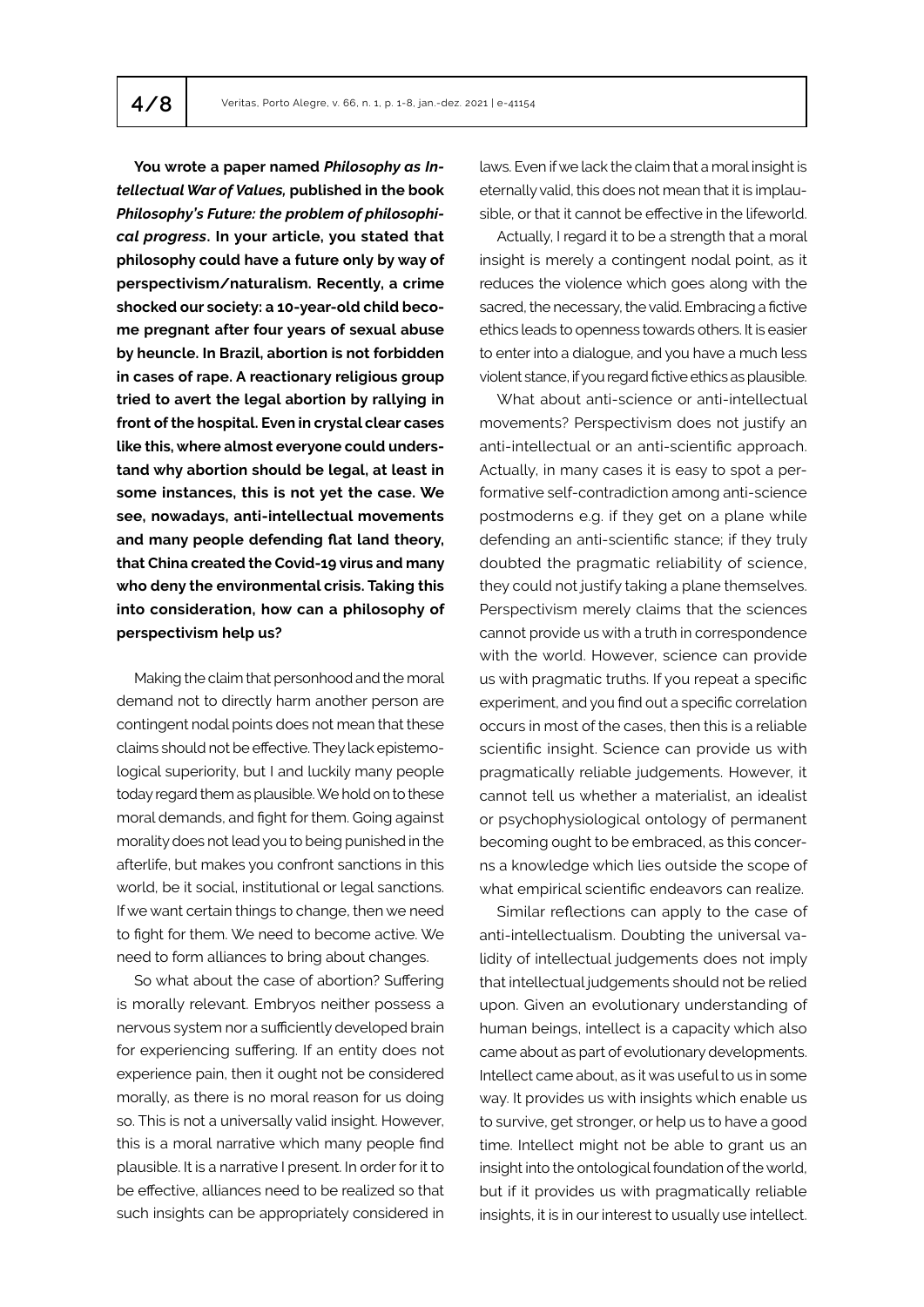**You wrote a paper named *Philosophy as Intellectual War of Values,* published in the book *Philosophy's Future: the problem of philosophical progress*. In your article, you stated that philosophy could have a future only by way of perspectivism/naturalism. Recently, a crime shocked our society: a 10-year-old child become pregnant after four years of sexual abuse by heuncle. In Brazil, abortion is not forbidden in cases of rape. A reactionary religious group tried to avert the legal abortion by rallying in front of the hospital. Even in crystal clear cases like this, where almost everyone could understand why abortion should be legal, at least in some instances, this is not yet the case. We see, nowadays, anti-intellectual movements and many people defending flat land theory, that China created the Covid-19 virus and many who deny the environmental crisis. Taking this into consideration, how can a philosophy of perspectivism help us?**

Making the claim that personhood and the moral demand not to directly harm another person are contingent nodal points does not mean that these claims should not be effective. They lack epistemological superiority, but I and luckily many people today regard them as plausible. We hold on to these moral demands, and fight for them. Going against morality does not lead you to being punished in the afterlife, but makes you confront sanctions in this world, be it social, institutional or legal sanctions. If we want certain things to change, then we need to fight for them. We need to become active. We need to form alliances to bring about changes.

So what about the case of abortion? Suffering is morally relevant. Embryos neither possess a nervous system nor a sufficiently developed brain for experiencing suffering. If an entity does not experience pain, then it ought not be considered morally, as there is no moral reason for us doing so. This is not a universally valid insight. However, this is a moral narrative which many people find plausible. It is a narrative I present. In order for it to be effective, alliances need to be realized so that such insights can be appropriately considered in laws. Even if we lack the claim that a moral insight is eternally valid, this does not mean that it is implausible, or that it cannot be effective in the lifeworld.

Actually, I regard it to be a strength that a moral insight is merely a contingent nodal point, as it reduces the violence which goes along with the sacred, the necessary, the valid. Embracing a fictive ethics leads to openness towards others. It is easier to enter into a dialogue, and you have a much less violent stance, if you regard fictive ethics as plausible.

What about anti-science or anti-intellectual movements? Perspectivism does not justify an anti-intellectual or an anti-scientific approach. Actually, in many cases it is easy to spot a performative self-contradiction among anti-science postmoderns e.g. if they get on a plane while defending an anti-scientific stance; if they truly doubted the pragmatic reliability of science, they could not justify taking a plane themselves. Perspectivism merely claims that the sciences cannot provide us with a truth in correspondence with the world. However, science can provide us with pragmatic truths. If you repeat a specific experiment, and you find out a specific correlation occurs in most of the cases, then this is a reliable scientific insight. Science can provide us with pragmatically reliable judgements. However, it cannot tell us whether a materialist, an idealist or psychophysiological ontology of permanent becoming ought to be embraced, as this concerns a knowledge which lies outside the scope of what empirical scientific endeavors can realize.

Similar reflections can apply to the case of anti-intellectualism. Doubting the universal validity of intellectual judgements does not imply that intellectual judgements should not be relied upon. Given an evolutionary understanding of human beings, intellect is a capacity which also came about as part of evolutionary developments. Intellect came about, as it was useful to us in some way. It provides us with insights which enable us to survive, get stronger, or help us to have a good time. Intellect might not be able to grant us an insight into the ontological foundation of the world, but if it provides us with pragmatically reliable insights, it is in our interest to usually use intellect.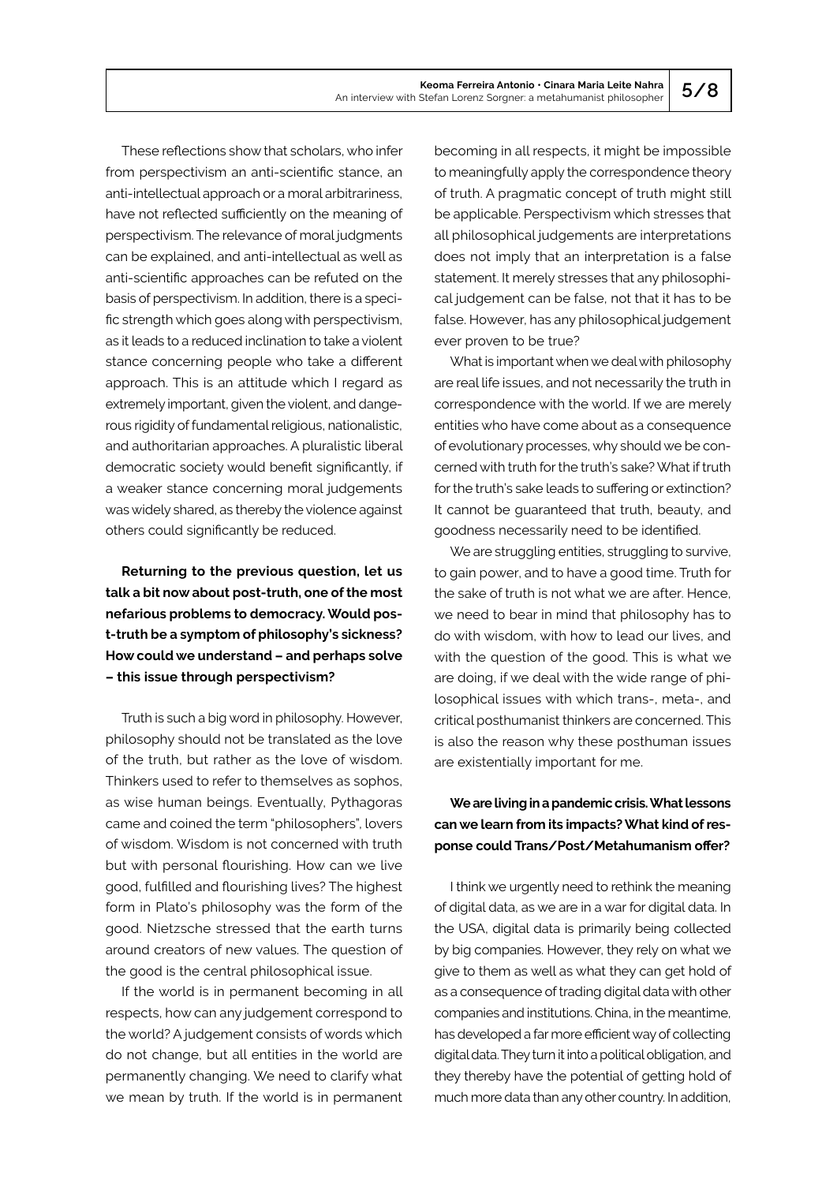These reflections show that scholars, who infer from perspectivism an anti-scientific stance, an anti-intellectual approach or a moral arbitrariness, have not reflected sufficiently on the meaning of perspectivism. The relevance of moral judgments can be explained, and anti-intellectual as well as anti-scientific approaches can be refuted on the basis of perspectivism. In addition, there is a specific strength which goes along with perspectivism, as it leads to a reduced inclination to take a violent stance concerning people who take a different approach. This is an attitude which I regard as extremely important, given the violent, and dangerous rigidity of fundamental religious, nationalistic, and authoritarian approaches. A pluralistic liberal democratic society would benefit significantly, if a weaker stance concerning moral judgements was widely shared, as thereby the violence against others could significantly be reduced.

**Returning to the previous question, let us talk a bit now about post-truth, one of the most nefarious problems to democracy. Would post-truth be a symptom of philosophy's sickness? How could we understand – and perhaps solve – this issue through perspectivism?**

Truth is such a big word in philosophy. However, philosophy should not be translated as the love of the truth, but rather as the love of wisdom. Thinkers used to refer to themselves as sophos, as wise human beings. Eventually, Pythagoras came and coined the term "philosophers", lovers of wisdom. Wisdom is not concerned with truth but with personal flourishing. How can we live good, fulfilled and flourishing lives? The highest form in Plato's philosophy was the form of the good. Nietzsche stressed that the earth turns around creators of new values. The question of the good is the central philosophical issue.

If the world is in permanent becoming in all respects, how can any judgement correspond to the world? A judgement consists of words which do not change, but all entities in the world are permanently changing. We need to clarify what we mean by truth. If the world is in permanent becoming in all respects, it might be impossible to meaningfully apply the correspondence theory of truth. A pragmatic concept of truth might still be applicable. Perspectivism which stresses that all philosophical judgements are interpretations does not imply that an interpretation is a false statement. It merely stresses that any philosophical judgement can be false, not that it has to be false. However, has any philosophical judgement ever proven to be true?

What is important when we deal with philosophy are real life issues, and not necessarily the truth in correspondence with the world. If we are merely entities who have come about as a consequence of evolutionary processes, why should we be concerned with truth for the truth's sake? What if truth for the truth's sake leads to suffering or extinction? It cannot be guaranteed that truth, beauty, and goodness necessarily need to be identified.

We are struggling entities, struggling to survive, to gain power, and to have a good time. Truth for the sake of truth is not what we are after. Hence, we need to bear in mind that philosophy has to do with wisdom, with how to lead our lives, and with the question of the good. This is what we are doing, if we deal with the wide range of philosophical issues with which trans-, meta-, and critical posthumanist thinkers are concerned. This is also the reason why these posthuman issues are existentially important for me.

**We are living in a pandemic crisis. What lessons can we learn from its impacts? What kind of response could Trans/Post/Metahumanism offer?**

I think we urgently need to rethink the meaning of digital data, as we are in a war for digital data. In the USA, digital data is primarily being collected by big companies. However, they rely on what we give to them as well as what they can get hold of as a consequence of trading digital data with other companies and institutions. China, in the meantime, has developed a far more efficient way of collecting digital data. They turn it into a political obligation, and they thereby have the potential of getting hold of much more data than any other country. In addition,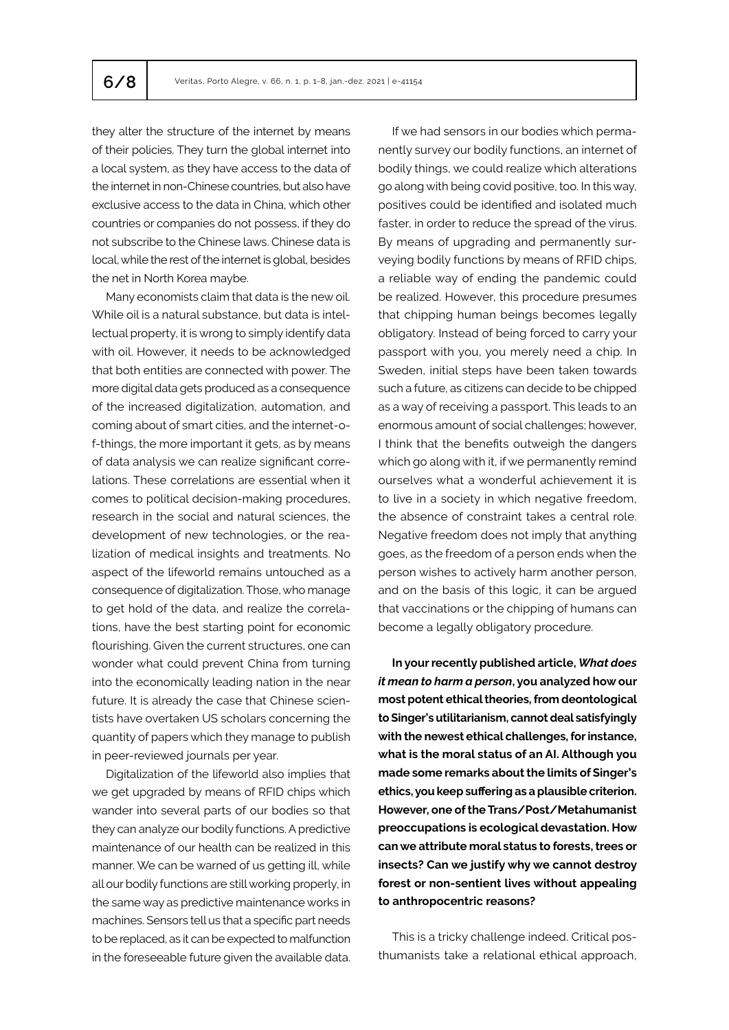they alter the structure of the internet by means of their policies. They turn the global internet into a local system, as they have access to the data of the internet in non-Chinese countries, but also have exclusive access to the data in China, which other countries or companies do not possess, if they do not subscribe to the Chinese laws. Chinese data is local, while the rest of the internet is global, besides the net in North Korea maybe.

Many economists claim that data is the new oil. While oil is a natural substance, but data is intellectual property, it is wrong to simply identify data with oil. However, it needs to be acknowledged that both entities are connected with power. The more digital data gets produced as a consequence of the increased digitalization, automation, and coming about of smart cities, and the internet-of-things, the more important it gets, as by means of data analysis we can realize significant correlations. These correlations are essential when it comes to political decision-making procedures, research in the social and natural sciences, the development of new technologies, or the realization of medical insights and treatments. No aspect of the lifeworld remains untouched as a consequence of digitalization. Those, who manage to get hold of the data, and realize the correlations, have the best starting point for economic flourishing. Given the current structures, one can wonder what could prevent China from turning into the economically leading nation in the near future. It is already the case that Chinese scientists have overtaken US scholars concerning the quantity of papers which they manage to publish in peer-reviewed journals per year.

Digitalization of the lifeworld also implies that we get upgraded by means of RFID chips which wander into several parts of our bodies so that they can analyze our bodily functions. A predictive maintenance of our health can be realized in this manner. We can be warned of us getting ill, while all our bodily functions are still working properly, in the same way as predictive maintenance works in machines. Sensors tell us that a specific part needs to be replaced, as it can be expected to malfunction in the foreseeable future given the available data.

If we had sensors in our bodies which permanently survey our bodily functions, an internet of bodily things, we could realize which alterations go along with being covid positive, too. In this way, positives could be identified and isolated much faster, in order to reduce the spread of the virus. By means of upgrading and permanently surveying bodily functions by means of RFID chips, a reliable way of ending the pandemic could be realized. However, this procedure presumes that chipping human beings becomes legally obligatory. Instead of being forced to carry your passport with you, you merely need a chip. In Sweden, initial steps have been taken towards such a future, as citizens can decide to be chipped as a way of receiving a passport. This leads to an enormous amount of social challenges; however, I think that the benefits outweigh the dangers which go along with it, if we permanently remind ourselves what a wonderful achievement it is to live in a society in which negative freedom, the absence of constraint takes a central role. Negative freedom does not imply that anything goes, as the freedom of a person ends when the person wishes to actively harm another person, and on the basis of this logic, it can be argued that vaccinations or the chipping of humans can become a legally obligatory procedure.

**In your recently published article, *What does it mean to harm a person*, you analyzed how our most potent ethical theories, from deontological to Singer's utilitarianism, cannot deal satisfyingly with the newest ethical challenges, for instance, what is the moral status of an AI. Although you made some remarks about the limits of Singer's ethics, you keep suffering as a plausible criterion. However, one of the Trans/Post/Metahumanist preoccupations is ecological devastation. How can we attribute moral status to forests, trees or insects? Can we justify why we cannot destroy forest or non-sentient lives without appealing to anthropocentric reasons?**

This is a tricky challenge indeed. Critical posthumanists take a relational ethical approach,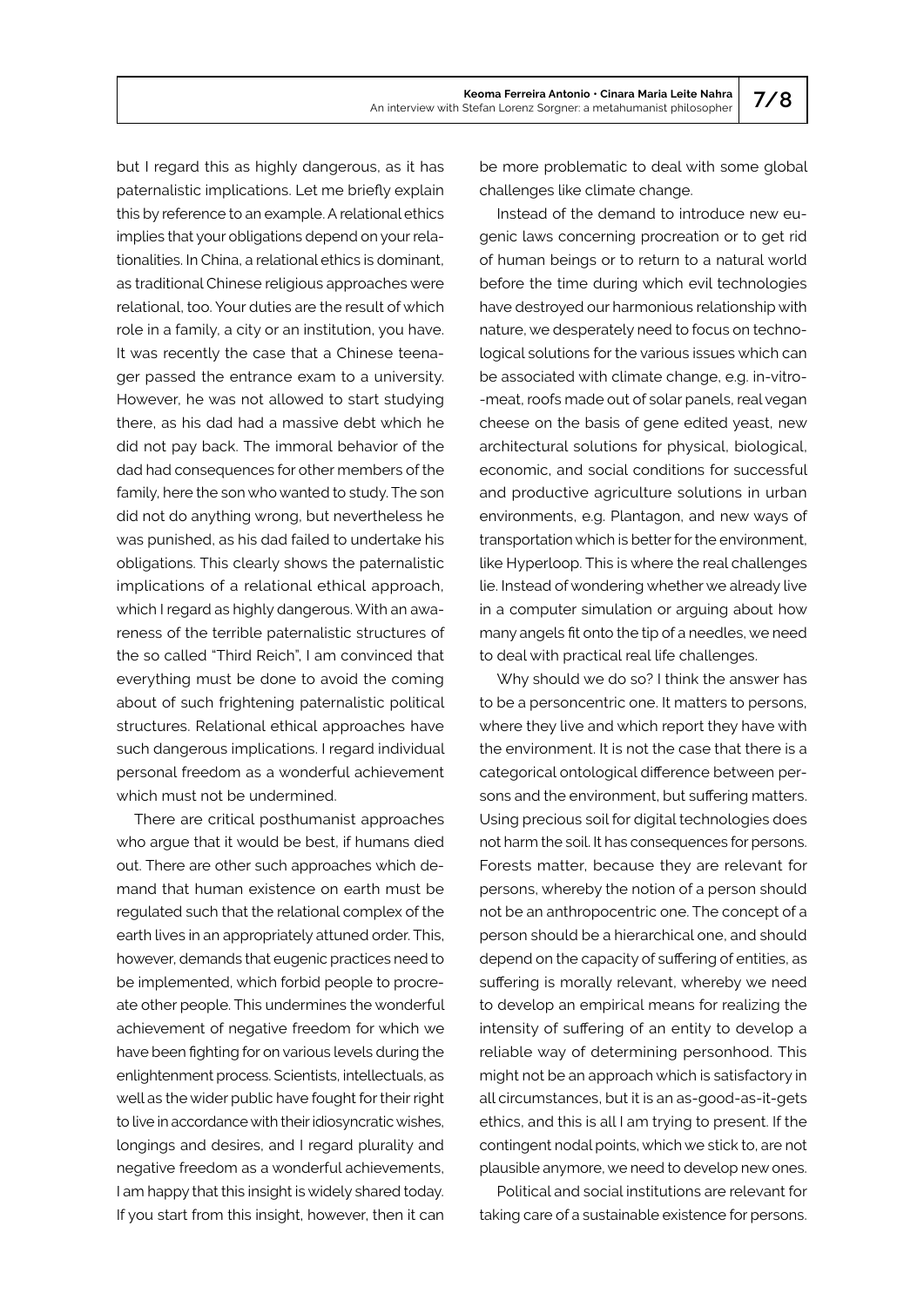but I regard this as highly dangerous, as it has paternalistic implications. Let me briefly explain this by reference to an example. A relational ethics implies that your obligations depend on your relationalities. In China, a relational ethics is dominant, as traditional Chinese religious approaches were relational, too. Your duties are the result of which role in a family, a city or an institution, you have. It was recently the case that a Chinese teenager passed the entrance exam to a university. However, he was not allowed to start studying there, as his dad had a massive debt which he did not pay back. The immoral behavior of the dad had consequences for other members of the family, here the son who wanted to study. The son did not do anything wrong, but nevertheless he was punished, as his dad failed to undertake his obligations. This clearly shows the paternalistic implications of a relational ethical approach, which I regard as highly dangerous. With an awareness of the terrible paternalistic structures of the so called "Third Reich", I am convinced that everything must be done to avoid the coming about of such frightening paternalistic political structures. Relational ethical approaches have such dangerous implications. I regard individual personal freedom as a wonderful achievement which must not be undermined.

There are critical posthumanist approaches who argue that it would be best, if humans died out. There are other such approaches which demand that human existence on earth must be regulated such that the relational complex of the earth lives in an appropriately attuned order. This, however, demands that eugenic practices need to be implemented, which forbid people to procreate other people. This undermines the wonderful achievement of negative freedom for which we have been fighting for on various levels during the enlightenment process. Scientists, intellectuals, as well as the wider public have fought for their right to live in accordance with their idiosyncratic wishes, longings and desires, and I regard plurality and negative freedom as a wonderful achievements, I am happy that this insight is widely shared today. If you start from this insight, however, then it can be more problematic to deal with some global challenges like climate change.

Instead of the demand to introduce new eugenic laws concerning procreation or to get rid of human beings or to return to a natural world before the time during which evil technologies have destroyed our harmonious relationship with nature, we desperately need to focus on technological solutions for the various issues which can be associated with climate change, e.g. in-vitro-meat, roofs made out of solar panels, real vegan cheese on the basis of gene edited yeast, new architectural solutions for physical, biological, economic, and social conditions for successful and productive agriculture solutions in urban environments, e.g. Plantagon, and new ways of transportation which is better for the environment, like Hyperloop. This is where the real challenges lie. Instead of wondering whether we already live in a computer simulation or arguing about how many angels fit onto the tip of a needles, we need to deal with practical real life challenges.

Why should we do so? I think the answer has to be a personcentric one. It matters to persons, where they live and which report they have with the environment. It is not the case that there is a categorical ontological difference between persons and the environment, but suffering matters. Using precious soil for digital technologies does not harm the soil. It has consequences for persons. Forests matter, because they are relevant for persons, whereby the notion of a person should not be an anthropocentric one. The concept of a person should be a hierarchical one, and should depend on the capacity of suffering of entities, as suffering is morally relevant, whereby we need to develop an empirical means for realizing the intensity of suffering of an entity to develop a reliable way of determining personhood. This might not be an approach which is satisfactory in all circumstances, but it is an as-good-as-it-gets ethics, and this is all I am trying to present. If the contingent nodal points, which we stick to, are not plausible anymore, we need to develop new ones.

Political and social institutions are relevant for taking care of a sustainable existence for persons.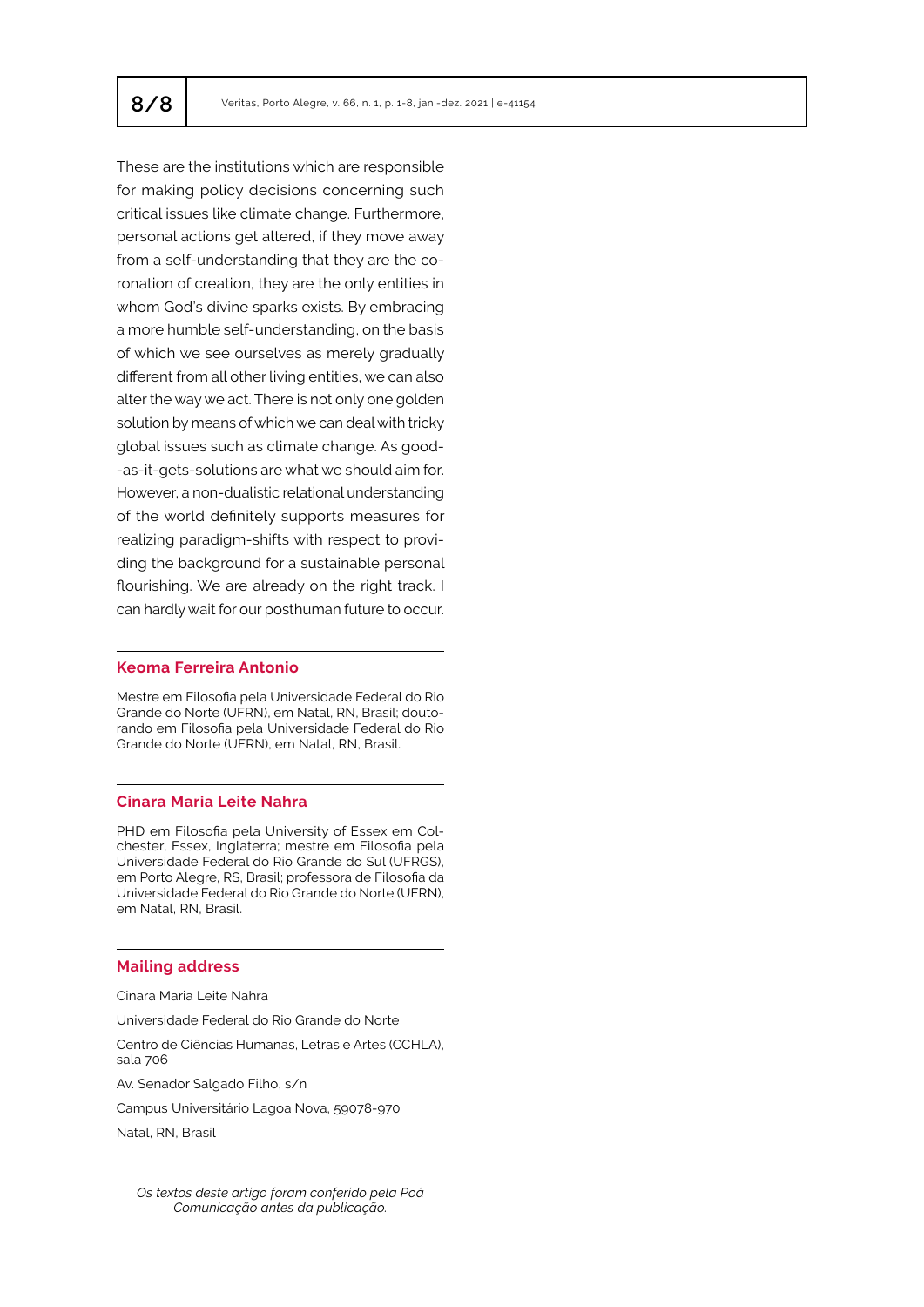These are the institutions which are responsible for making policy decisions concerning such critical issues like climate change. Furthermore, personal actions get altered, if they move away from a self-understanding that they are the coronation of creation, they are the only entities in whom God's divine sparks exists. By embracing a more humble self-understanding, on the basis of which we see ourselves as merely gradually different from all other living entities, we can also alter the way we act. There is not only one golden solution by means of which we can deal with tricky global issues such as climate change. As good-as-it-gets-solutions are what we should aim for. However, a non-dualistic relational understanding of the world definitely supports measures for realizing paradigm-shifts with respect to providing the background for a sustainable personal flourishing. We are already on the right track. I can hardly wait for our posthuman future to occur.

### Keoma Ferreira Antonio

Mestre em Filosofia pela Universidade Federal do Rio Grande do Norte (UFRN), em Natal, RN, Brasil; doutorando em Filosofia pela Universidade Federal do Rio Grande do Norte (UFRN), em Natal, RN, Brasil.

### Cinara Maria Leite Nahra

PHD em Filosofia pela University of Essex em Colchester, Essex, Inglaterra; mestre em Filosofia pela Universidade Federal do Rio Grande do Sul (UFRGS), em Porto Alegre, RS, Brasil; professora de Filosofia da Universidade Federal do Rio Grande do Norte (UFRN), em Natal, RN, Brasil.

### Mailing address

Cinara Maria Leite Nahra

Universidade Federal do Rio Grande do Norte

Centro de Ciências Humanas, Letras e Artes (CCHLA), sala 706

Av. Senador Salgado Filho, s/n

Campus Universitário Lagoa Nova, 59078-970

Natal, RN, Brasil

*Os textos deste artigo foram conferido pela Poá Comunicação antes da publicação.*